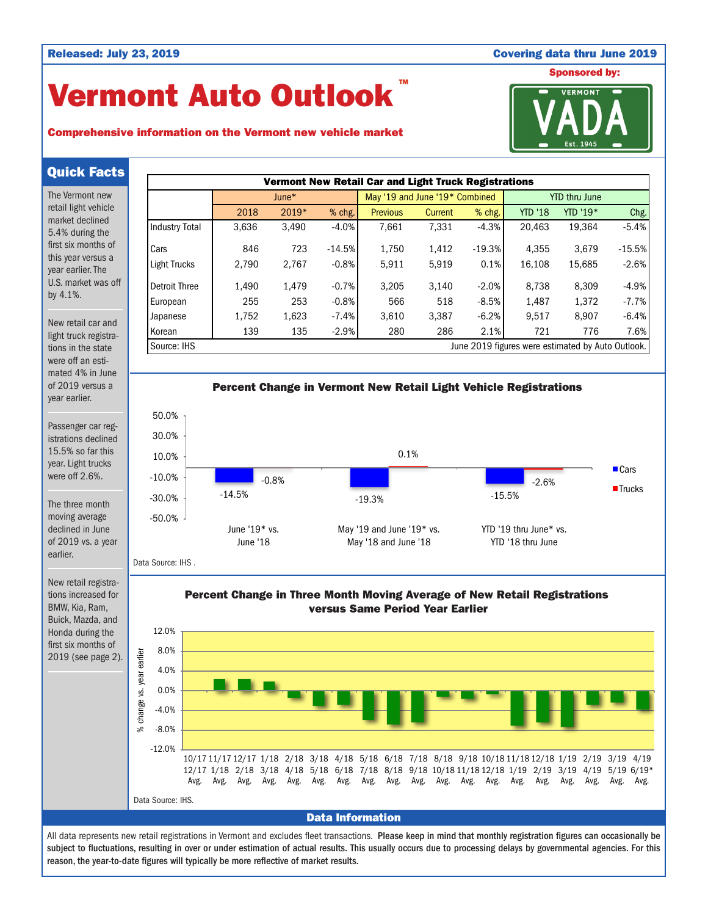Released: July 23, 2019 | Covering data thru June 2019

Sponsored by: VERMONT VADA Est. 1945

# Vermont Auto Outlook™

**Comprehensive information on the Vermont new vehicle market**

## Quick Facts

The Vermont new retail light vehicle market declined 5.4% during the first six months of this year versus a year earlier. The U.S. market was off by 4.1%.

New retail car and light truck registrations in the state were off an estimated 4% in June of 2019 versus a year earlier.

Passenger car registrations declined 15.5% so far this year. Light trucks were off 2.6%.

The three month moving average declined in June of 2019 vs. a year earlier.

New retail registrations increased for BMW, Kia, Ram, Buick, Mazda, and Honda during the first six months of 2019 (see page 2).

**Vermont New Retail Car and Light Truck Registrations**

| | June* | | | May '19 and June '19* Combined | | | YTD thru June | | |
|---|---|---|---|---|---|---|---|---|---|
| | 2018 | 2019* | % chg. | Previous | Current | % chg. | YTD '18 | YTD '19* | Chg. |
| Industry Total | 3,636 | 3,490 | -4.0% | 7,661 | 7,331 | -4.3% | 20,463 | 19,364 | -5.4% |
| Cars | 846 | 723 | -14.5% | 1,750 | 1,412 | -19.3% | 4,355 | 3,679 | -15.5% |
| Light Trucks | 2,790 | 2,767 | -0.8% | 5,911 | 5,919 | 0.1% | 16,108 | 15,685 | -2.6% |
| Detroit Three | 1,490 | 1,479 | -0.7% | 3,205 | 3,140 | -2.0% | 8,738 | 8,309 | -4.9% |
| European | 255 | 253 | -0.8% | 566 | 518 | -8.5% | 1,487 | 1,372 | -7.7% |
| Japanese | 1,752 | 1,623 | -7.4% | 3,610 | 3,387 | -6.2% | 9,517 | 8,907 | -6.4% |
| Korean | 139 | 135 | -2.9% | 280 | 286 | 2.1% | 721 | 776 | 7.6% |

Source: IHS. June 2019 figures were estimated by Auto Outlook.

**Percent Change in Vermont New Retail Light Vehicle Registrations**

| | Cars | Trucks |
|---|---|---|
| June '19* vs. June '18 | -14.5% | -0.8% |
| May '19 and June '19* vs. May '18 and June '18 | -19.3% | 0.1% |
| YTD '19 thru June* vs. YTD '18 thru June | -15.5% | -2.6% |

Data Source: IHS .

**Percent Change in Three Month Moving Average of New Retail Registrations versus Same Period Year Earlier**

(% change vs. year earlier; periods: 10/17-12/17 Avg. through 4/19-6/19* Avg.)

Data Source: IHS.

## Data Information

All data represents new retail registrations in Vermont and excludes fleet transactions. **Please keep in mind that monthly registration figures can occasionally be subject to fluctuations, resulting in over or under estimation of actual results. This usually occurs due to processing delays by governmental agencies. For this reason, the year-to-date figures will typically be more reflective of market results.**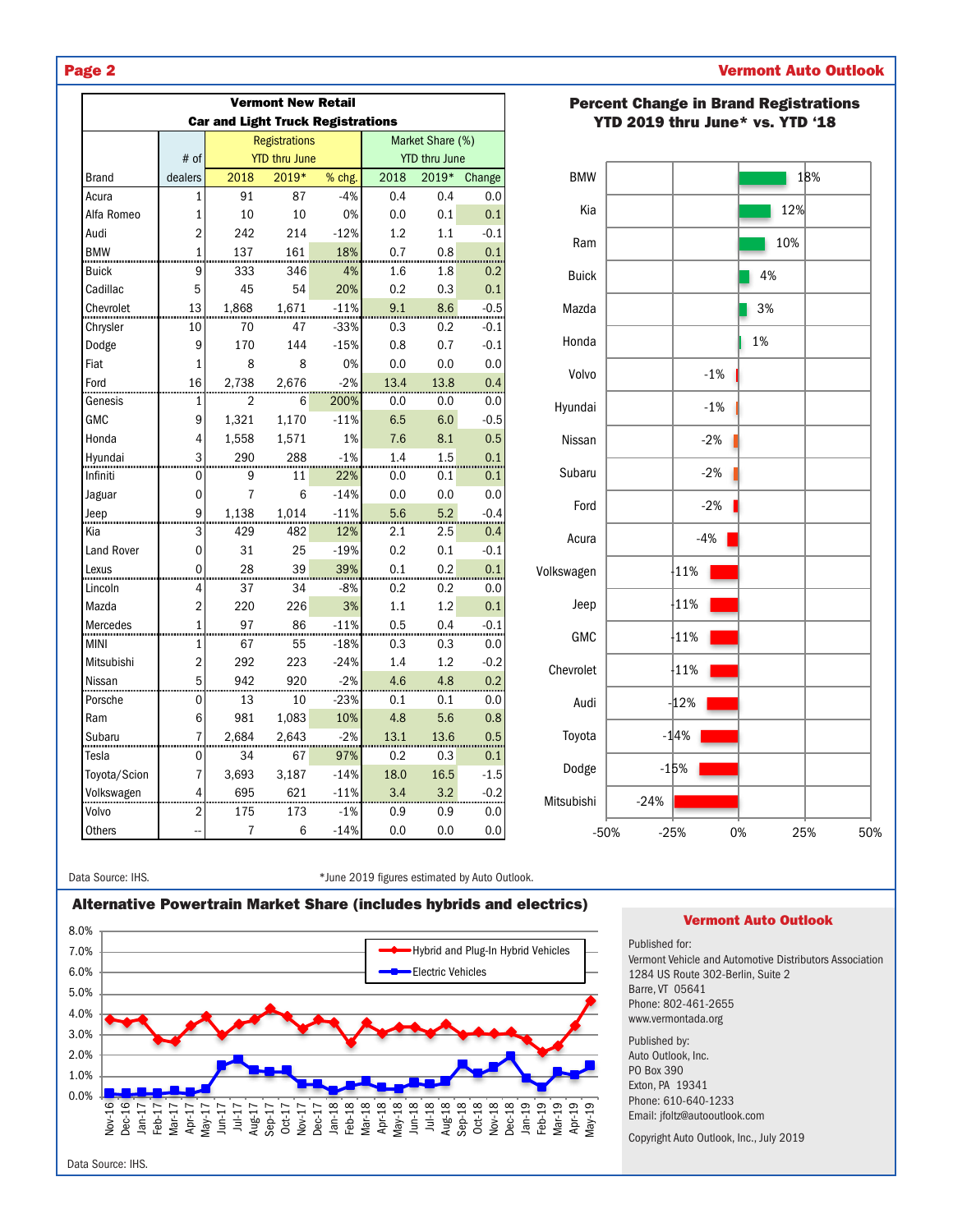## Vermont New Retail Car and Light Truck Registrations

| Brand | # of dealers | Registrations YTD thru June 2018 | 2019* | % chg. | Market Share (%) YTD thru June 2018 | 2019* | Change |
|---|---|---|---|---|---|---|---|
| Acura | 1 | 91 | 87 | -4% | 0.4 | 0.4 | 0.0 |
| Alfa Romeo | 1 | 10 | 10 | 0% | 0.0 | 0.1 | 0.1 |
| Audi | 2 | 242 | 214 | -12% | 1.2 | 1.1 | -0.1 |
| BMW | 1 | 137 | 161 | 18% | 0.7 | 0.8 | 0.1 |
| Buick | 9 | 333 | 346 | 4% | 1.6 | 1.8 | 0.2 |
| Cadillac | 5 | 45 | 54 | 20% | 0.2 | 0.3 | 0.1 |
| Chevrolet | 13 | 1,868 | 1,671 | -11% | 9.1 | 8.6 | -0.5 |
| Chrysler | 10 | 70 | 47 | -33% | 0.3 | 0.2 | -0.1 |
| Dodge | 9 | 170 | 144 | -15% | 0.8 | 0.7 | -0.1 |
| Fiat | 1 | 8 | 8 | 0% | 0.0 | 0.0 | 0.0 |
| Ford | 16 | 2,738 | 2,676 | -2% | 13.4 | 13.8 | 0.4 |
| Genesis | 1 | 2 | 6 | 200% | 0.0 | 0.0 | 0.0 |
| GMC | 9 | 1,321 | 1,170 | -11% | 6.5 | 6.0 | -0.5 |
| Honda | 4 | 1,558 | 1,571 | 1% | 7.6 | 8.1 | 0.5 |
| Hyundai | 3 | 290 | 288 | -1% | 1.4 | 1.5 | 0.1 |
| Infiniti | 0 | 9 | 11 | 22% | 0.0 | 0.1 | 0.1 |
| Jaguar | 0 | 7 | 6 | -14% | 0.0 | 0.0 | 0.0 |
| Jeep | 9 | 1,138 | 1,014 | -11% | 5.6 | 5.2 | -0.4 |
| Kia | 3 | 429 | 482 | 12% | 2.1 | 2.5 | 0.4 |
| Land Rover | 0 | 31 | 25 | -19% | 0.2 | 0.1 | -0.1 |
| Lexus | 0 | 28 | 39 | 39% | 0.1 | 0.2 | 0.1 |
| Lincoln | 4 | 37 | 34 | -8% | 0.2 | 0.2 | 0.0 |
| Mazda | 2 | 220 | 226 | 3% | 1.1 | 1.2 | 0.1 |
| Mercedes | 1 | 97 | 86 | -11% | 0.5 | 0.4 | -0.1 |
| MINI | 1 | 67 | 55 | -18% | 0.3 | 0.3 | 0.0 |
| Mitsubishi | 2 | 292 | 223 | -24% | 1.4 | 1.2 | -0.2 |
| Nissan | 5 | 942 | 920 | -2% | 4.6 | 4.8 | 0.2 |
| Porsche | 0 | 13 | 10 | -23% | 0.1 | 0.1 | 0.0 |
| Ram | 6 | 981 | 1,083 | 10% | 4.8 | 5.6 | 0.8 |
| Subaru | 7 | 2,684 | 2,643 | -2% | 13.1 | 13.6 | 0.5 |
| Tesla | 0 | 34 | 67 | 97% | 0.2 | 0.3 | 0.1 |
| Toyota/Scion | 7 | 3,693 | 3,187 | -14% | 18.0 | 16.5 | -1.5 |
| Volkswagen | 4 | 695 | 621 | -11% | 3.4 | 3.2 | -0.2 |
| Volvo | 2 | 175 | 173 | -1% | 0.9 | 0.9 | 0.0 |
| Others | -- | 7 | 6 | -14% | 0.0 | 0.0 | 0.0 |

## Percent Change in Brand Registrations YTD 2019 thru June* vs. YTD '18

BMW 18%
Kia 12%
Ram 10%
Buick 4%
Mazda 3%
Honda 1%
Volvo -1%
Hyundai -1%
Nissan -2%
Subaru -2%
Ford -2%
Acura -4%
Volkswagen -11%
Jeep -11%
GMC -11%
Chevrolet -11%
Audi -12%
Toyota -14%
Dodge -15%
Mitsubishi -24%

-50% -25% 0% 25% 50%

Data Source: IHS.

*June 2019 figures estimated by Auto Outlook.

## Alternative Powertrain Market Share (includes hybrids and electrics)

8.0% 7.0% 6.0% 5.0% 4.0% 3.0% 2.0% 1.0% 0.0%

Hybrid and Plug-In Hybrid Vehicles
Electric Vehicles

Nov-16 Dec-16 Jan-17 Feb-17 Mar-17 Apr-17 May-17 Jun-17 Jul-17 Aug-17 Sep-17 Oct-17 Nov-17 Dec-17 Jan-18 Feb-18 Mar-18 Apr-18 May-18 Jun-18 Jul-18 Aug-18 Sep-18 Oct-18 Nov-18 Dec-18 Jan-19 Feb-19 Mar-19 Apr-19 May-19

Data Source: IHS.

**Vermont Auto Outlook**

Published for:
Vermont Vehicle and Automotive Distributors Association
1284 US Route 302-Berlin, Suite 2
Barre, VT 05641
Phone: 802-461-2655
www.vermontada.org

Published by:
Auto Outlook, Inc.
PO Box 390
Exton, PA 19341
Phone: 610-640-1233
Email: jfoltz@autooutlook.com

Copyright Auto Outlook, Inc., July 2019